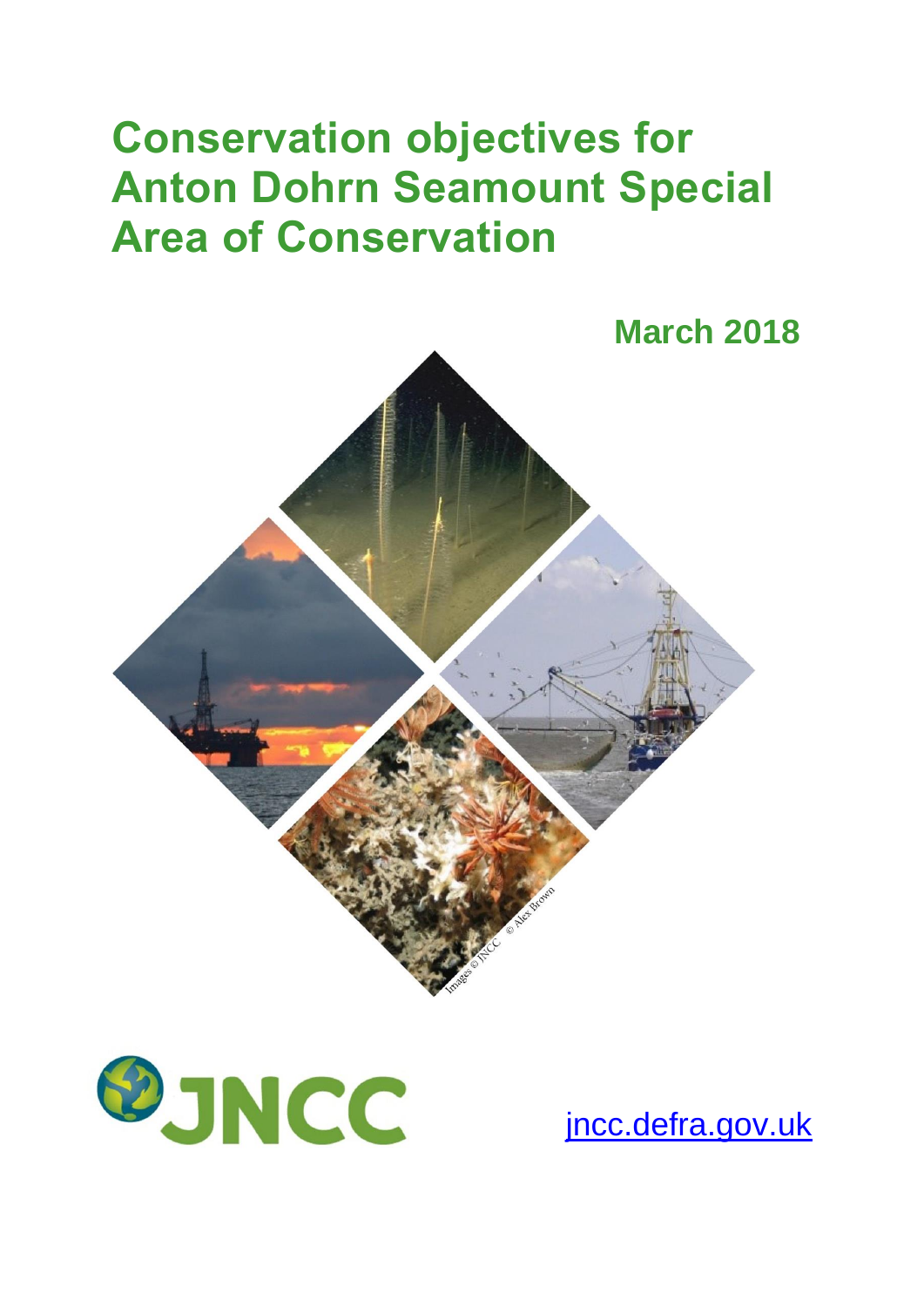# Conservation objectives for Anton Dohrn Seamount Special Area of Conservation

**March 2018**

Images © JNCC © Alex Brown

JNCC

[jncc.defra.gov.uk](jncc.defra.gov.uk)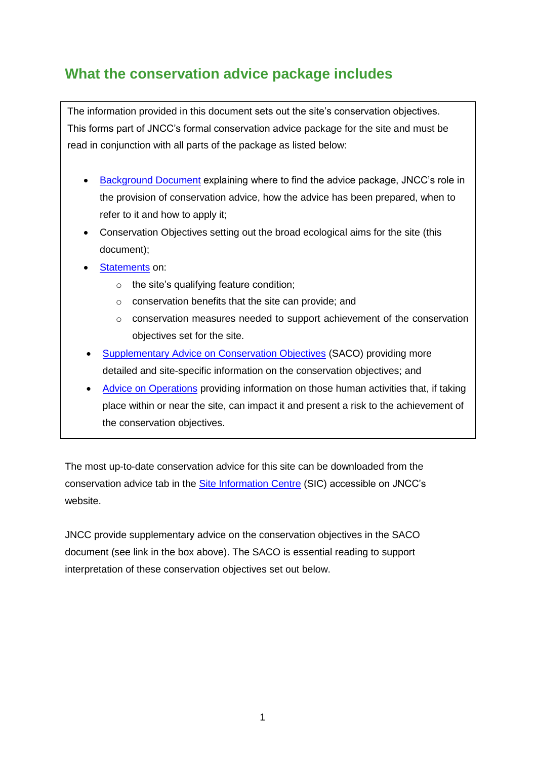## What the conservation advice package includes

The information provided in this document sets out the site's conservation objectives. This forms part of JNCC's formal conservation advice package for the site and must be read in conjunction with all parts of the package as listed below:

- Background Document explaining where to find the advice package, JNCC's role in the provision of conservation advice, how the advice has been prepared, when to refer to it and how to apply it;
- Conservation Objectives setting out the broad ecological aims for the site (this document);
- Statements on:
    - the site's qualifying feature condition;
    - conservation benefits that the site can provide; and
    - conservation measures needed to support achievement of the conservation objectives set for the site.
- Supplementary Advice on Conservation Objectives (SACO) providing more detailed and site-specific information on the conservation objectives; and
- Advice on Operations providing information on those human activities that, if taking place within or near the site, can impact it and present a risk to the achievement of the conservation objectives.

The most up-to-date conservation advice for this site can be downloaded from the conservation advice tab in the Site Information Centre (SIC) accessible on JNCC's website.

JNCC provide supplementary advice on the conservation objectives in the SACO document (see link in the box above). The SACO is essential reading to support interpretation of these conservation objectives set out below.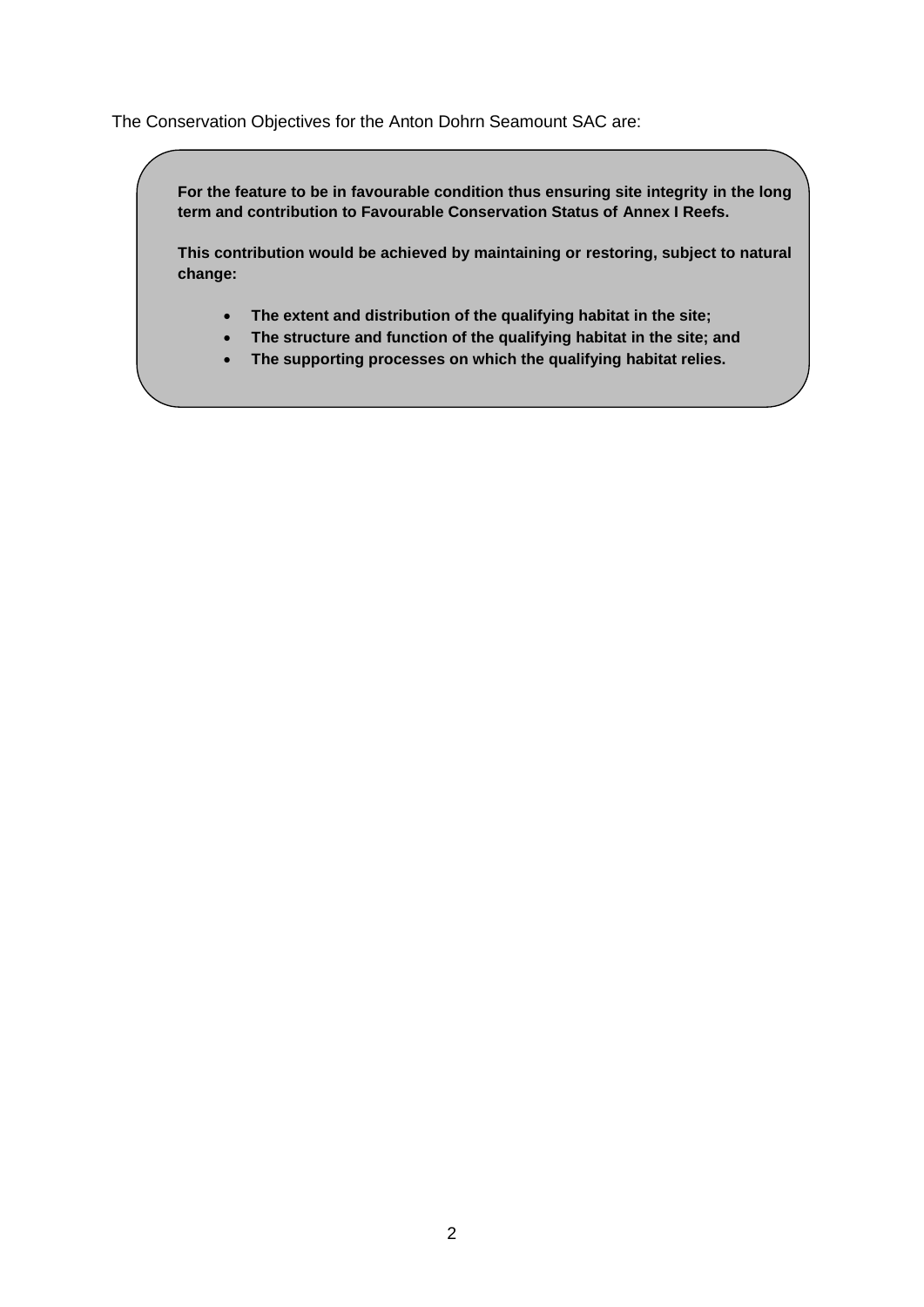The Conservation Objectives for the Anton Dohrn Seamount SAC are:

**For the feature to be in favourable condition thus ensuring site integrity in the long term and contribution to Favourable Conservation Status of Annex I Reefs.**

**This contribution would be achieved by maintaining or restoring, subject to natural change:**

- **The extent and distribution of the qualifying habitat in the site;**
- **The structure and function of the qualifying habitat in the site; and**
- **The supporting processes on which the qualifying habitat relies.**